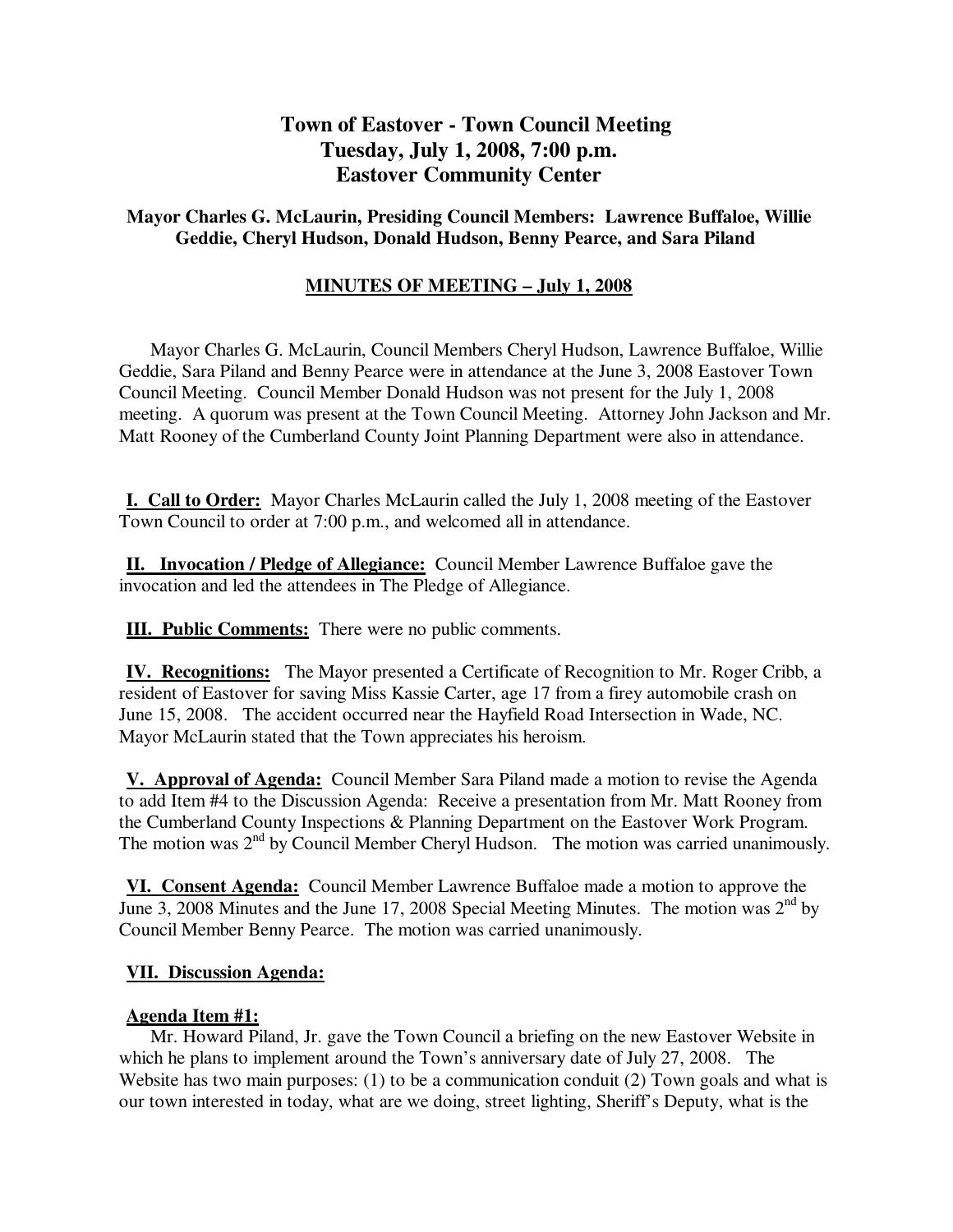# Town of Eastover - Town Council Meeting
# Tuesday, July 1, 2008, 7:00 p.m.
# Eastover Community Center

### Mayor Charles G. McLaurin, Presiding Council Members: Lawrence Buffaloe, Willie Geddie, Cheryl Hudson, Donald Hudson, Benny Pearce, and Sara Piland

**MINUTES OF MEETING – July 1, 2008**

Mayor Charles G. McLaurin, Council Members Cheryl Hudson, Lawrence Buffaloe, Willie Geddie, Sara Piland and Benny Pearce were in attendance at the June 3, 2008 Eastover Town Council Meeting. Council Member Donald Hudson was not present for the July 1, 2008 meeting. A quorum was present at the Town Council Meeting. Attorney John Jackson and Mr. Matt Rooney of the Cumberland County Joint Planning Department were also in attendance.

**I. Call to Order:** Mayor Charles McLaurin called the July 1, 2008 meeting of the Eastover Town Council to order at 7:00 p.m., and welcomed all in attendance.

**II. Invocation / Pledge of Allegiance:** Council Member Lawrence Buffaloe gave the invocation and led the attendees in The Pledge of Allegiance.

**III. Public Comments:** There were no public comments.

**IV. Recognitions:** The Mayor presented a Certificate of Recognition to Mr. Roger Cribb, a resident of Eastover for saving Miss Kassie Carter, age 17 from a firey automobile crash on June 15, 2008. The accident occurred near the Hayfield Road Intersection in Wade, NC. Mayor McLaurin stated that the Town appreciates his heroism.

**V. Approval of Agenda:** Council Member Sara Piland made a motion to revise the Agenda to add Item #4 to the Discussion Agenda: Receive a presentation from Mr. Matt Rooney from the Cumberland County Inspections & Planning Department on the Eastover Work Program. The motion was 2nd by Council Member Cheryl Hudson. The motion was carried unanimously.

**VI. Consent Agenda:** Council Member Lawrence Buffaloe made a motion to approve the June 3, 2008 Minutes and the June 17, 2008 Special Meeting Minutes. The motion was 2nd by Council Member Benny Pearce. The motion was carried unanimously.

**VII. Discussion Agenda:**

**Agenda Item #1:**

Mr. Howard Piland, Jr. gave the Town Council a briefing on the new Eastover Website in which he plans to implement around the Town's anniversary date of July 27, 2008. The Website has two main purposes: (1) to be a communication conduit (2) Town goals and what is our town interested in today, what are we doing, street lighting, Sheriff's Deputy, what is the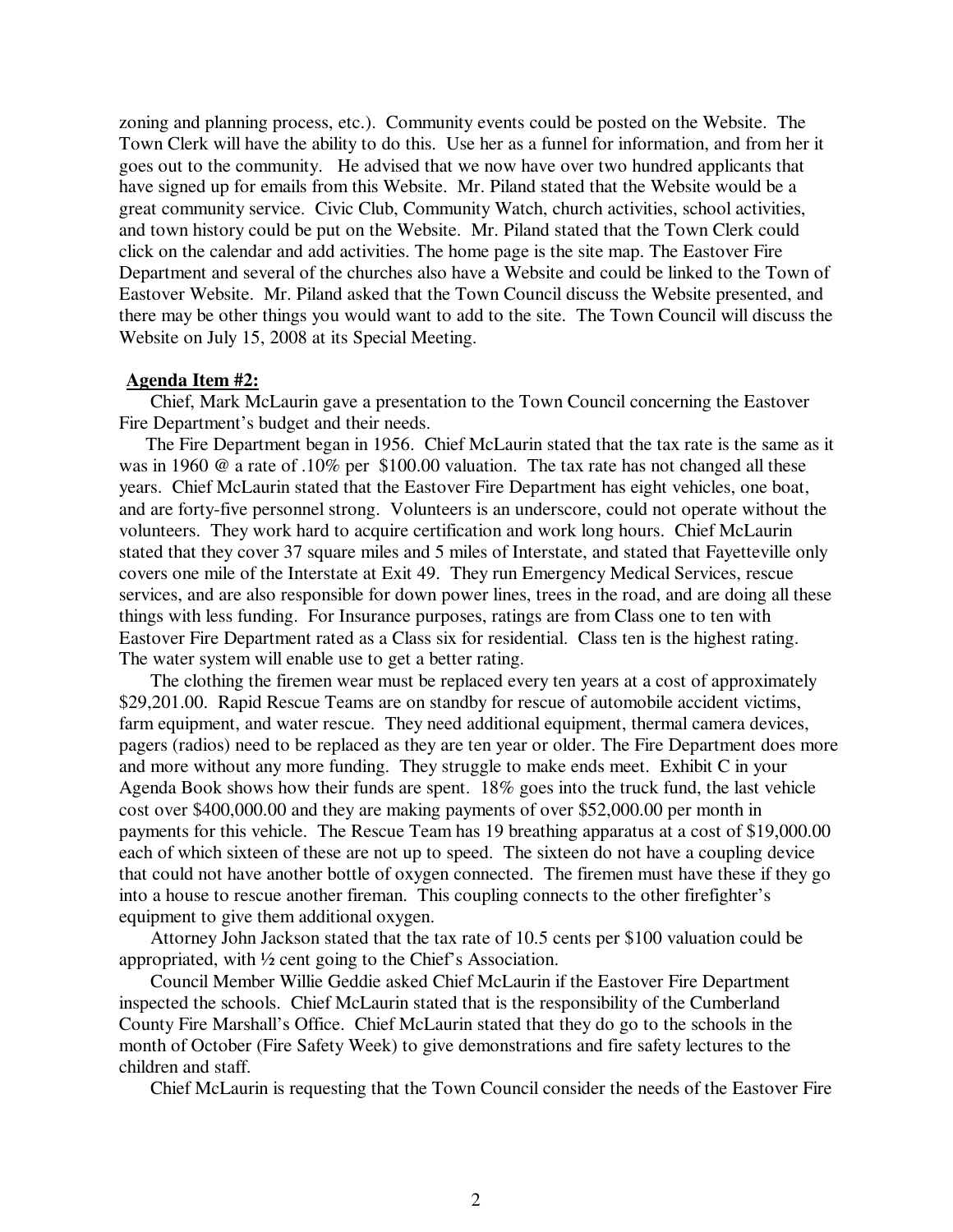zoning and planning process, etc.). Community events could be posted on the Website. The Town Clerk will have the ability to do this. Use her as a funnel for information, and from her it goes out to the community. He advised that we now have over two hundred applicants that have signed up for emails from this Website. Mr. Piland stated that the Website would be a great community service. Civic Club, Community Watch, church activities, school activities, and town history could be put on the Website. Mr. Piland stated that the Town Clerk could click on the calendar and add activities. The home page is the site map. The Eastover Fire Department and several of the churches also have a Website and could be linked to the Town of Eastover Website. Mr. Piland asked that the Town Council discuss the Website presented, and there may be other things you would want to add to the site. The Town Council will discuss the Website on July 15, 2008 at its Special Meeting.

**Agenda Item #2:**

Chief, Mark McLaurin gave a presentation to the Town Council concerning the Eastover Fire Department's budget and their needs.

The Fire Department began in 1956. Chief McLaurin stated that the tax rate is the same as it was in 1960 @ a rate of .10% per $100.00 valuation. The tax rate has not changed all these years. Chief McLaurin stated that the Eastover Fire Department has eight vehicles, one boat, and are forty-five personnel strong. Volunteers is an underscore, could not operate without the volunteers. They work hard to acquire certification and work long hours. Chief McLaurin stated that they cover 37 square miles and 5 miles of Interstate, and stated that Fayetteville only covers one mile of the Interstate at Exit 49. They run Emergency Medical Services, rescue services, and are also responsible for down power lines, trees in the road, and are doing all these things with less funding. For Insurance purposes, ratings are from Class one to ten with Eastover Fire Department rated as a Class six for residential. Class ten is the highest rating. The water system will enable use to get a better rating.

The clothing the firemen wear must be replaced every ten years at a cost of approximately $29,201.00. Rapid Rescue Teams are on standby for rescue of automobile accident victims, farm equipment, and water rescue. They need additional equipment, thermal camera devices, pagers (radios) need to be replaced as they are ten year or older. The Fire Department does more and more without any more funding. They struggle to make ends meet. Exhibit C in your Agenda Book shows how their funds are spent. 18% goes into the truck fund, the last vehicle cost over $400,000.00 and they are making payments of over $52,000.00 per month in payments for this vehicle. The Rescue Team has 19 breathing apparatus at a cost of $19,000.00 each of which sixteen of these are not up to speed. The sixteen do not have a coupling device that could not have another bottle of oxygen connected. The firemen must have these if they go into a house to rescue another fireman. This coupling connects to the other firefighter's equipment to give them additional oxygen.

Attorney John Jackson stated that the tax rate of 10.5 cents per $100 valuation could be appropriated, with ½ cent going to the Chief's Association.

Council Member Willie Geddie asked Chief McLaurin if the Eastover Fire Department inspected the schools. Chief McLaurin stated that is the responsibility of the Cumberland County Fire Marshall's Office. Chief McLaurin stated that they do go to the schools in the month of October (Fire Safety Week) to give demonstrations and fire safety lectures to the children and staff.

Chief McLaurin is requesting that the Town Council consider the needs of the Eastover Fire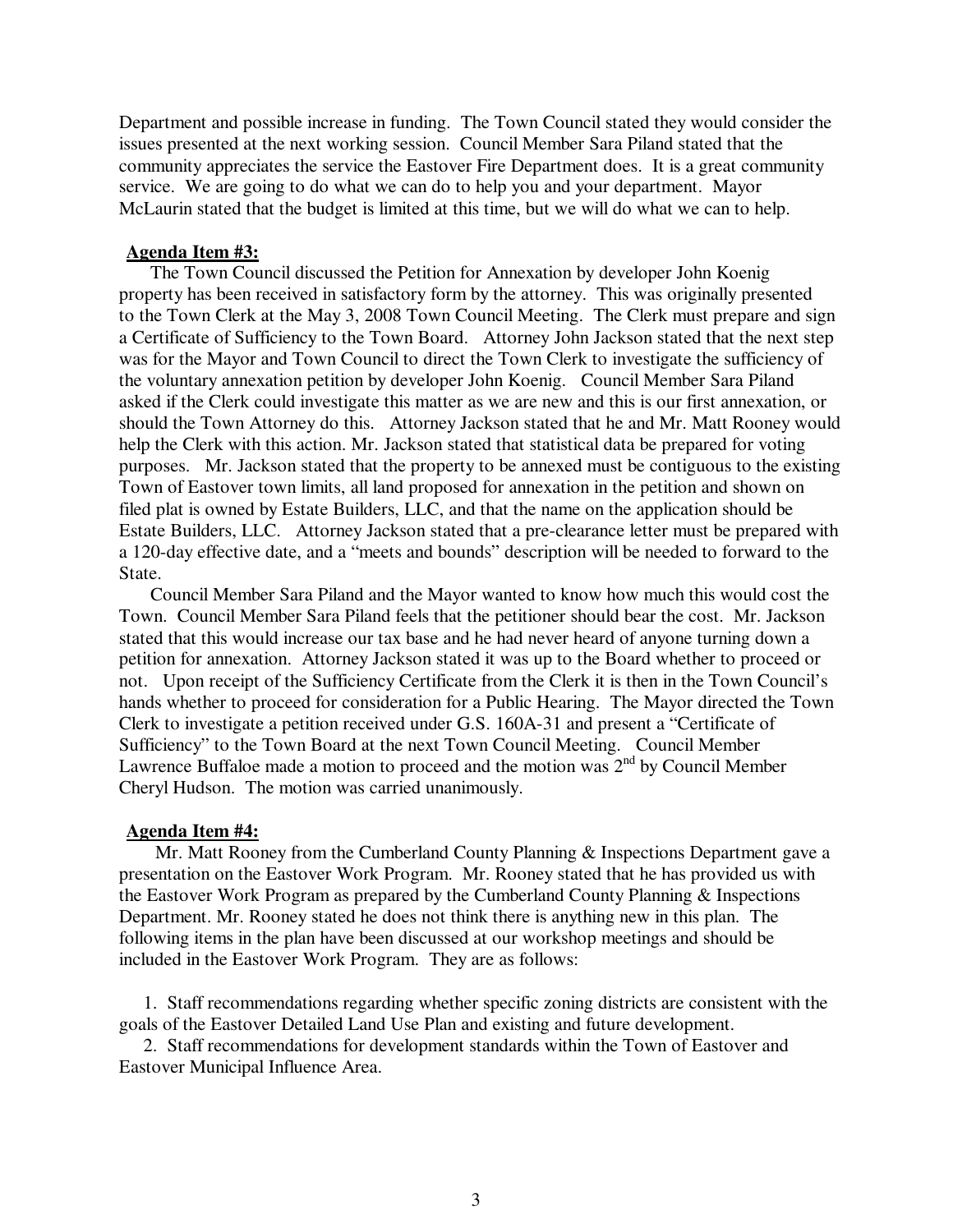Department and possible increase in funding. The Town Council stated they would consider the issues presented at the next working session. Council Member Sara Piland stated that the community appreciates the service the Eastover Fire Department does. It is a great community service. We are going to do what we can do to help you and your department. Mayor McLaurin stated that the budget is limited at this time, but we will do what we can to help.

**Agenda Item #3:**

The Town Council discussed the Petition for Annexation by developer John Koenig property has been received in satisfactory form by the attorney. This was originally presented to the Town Clerk at the May 3, 2008 Town Council Meeting. The Clerk must prepare and sign a Certificate of Sufficiency to the Town Board. Attorney John Jackson stated that the next step was for the Mayor and Town Council to direct the Town Clerk to investigate the sufficiency of the voluntary annexation petition by developer John Koenig. Council Member Sara Piland asked if the Clerk could investigate this matter as we are new and this is our first annexation, or should the Town Attorney do this. Attorney Jackson stated that he and Mr. Matt Rooney would help the Clerk with this action. Mr. Jackson stated that statistical data be prepared for voting purposes. Mr. Jackson stated that the property to be annexed must be contiguous to the existing Town of Eastover town limits, all land proposed for annexation in the petition and shown on filed plat is owned by Estate Builders, LLC, and that the name on the application should be Estate Builders, LLC. Attorney Jackson stated that a pre-clearance letter must be prepared with a 120-day effective date, and a "meets and bounds" description will be needed to forward to the State.

Council Member Sara Piland and the Mayor wanted to know how much this would cost the Town. Council Member Sara Piland feels that the petitioner should bear the cost. Mr. Jackson stated that this would increase our tax base and he had never heard of anyone turning down a petition for annexation. Attorney Jackson stated it was up to the Board whether to proceed or not. Upon receipt of the Sufficiency Certificate from the Clerk it is then in the Town Council's hands whether to proceed for consideration for a Public Hearing. The Mayor directed the Town Clerk to investigate a petition received under G.S. 160A-31 and present a "Certificate of Sufficiency" to the Town Board at the next Town Council Meeting. Council Member Lawrence Buffaloe made a motion to proceed and the motion was 2nd by Council Member Cheryl Hudson. The motion was carried unanimously.

**Agenda Item #4:**

Mr. Matt Rooney from the Cumberland County Planning & Inspections Department gave a presentation on the Eastover Work Program. Mr. Rooney stated that he has provided us with the Eastover Work Program as prepared by the Cumberland County Planning & Inspections Department. Mr. Rooney stated he does not think there is anything new in this plan. The following items in the plan have been discussed at our workshop meetings and should be included in the Eastover Work Program. They are as follows:

1. Staff recommendations regarding whether specific zoning districts are consistent with the goals of the Eastover Detailed Land Use Plan and existing and future development.
2. Staff recommendations for development standards within the Town of Eastover and Eastover Municipal Influence Area.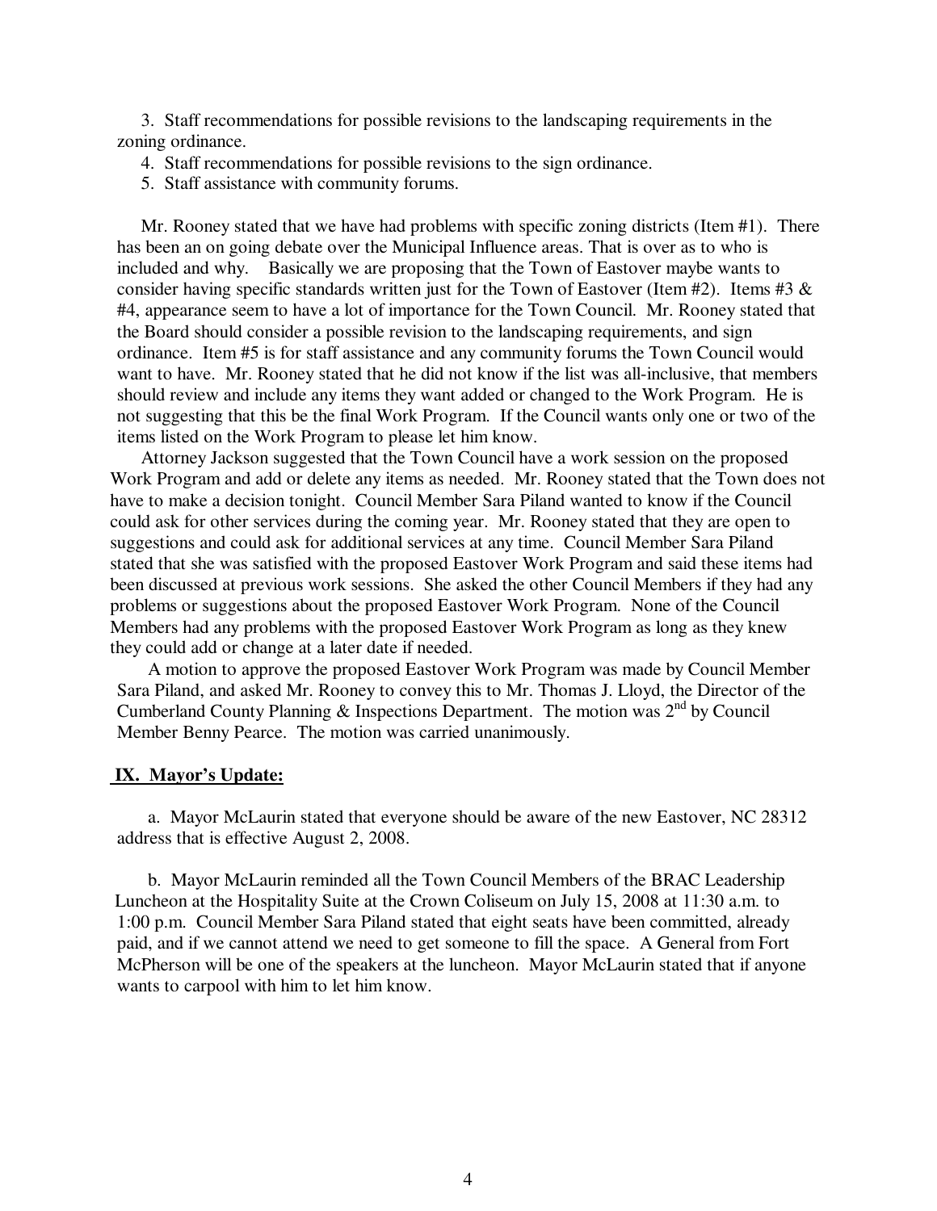3. Staff recommendations for possible revisions to the landscaping requirements in the zoning ordinance.
4. Staff recommendations for possible revisions to the sign ordinance.
5. Staff assistance with community forums.

Mr. Rooney stated that we have had problems with specific zoning districts (Item #1). There has been an on going debate over the Municipal Influence areas. That is over as to who is included and why. Basically we are proposing that the Town of Eastover maybe wants to consider having specific standards written just for the Town of Eastover (Item #2). Items #3 & #4, appearance seem to have a lot of importance for the Town Council. Mr. Rooney stated that the Board should consider a possible revision to the landscaping requirements, and sign ordinance. Item #5 is for staff assistance and any community forums the Town Council would want to have. Mr. Rooney stated that he did not know if the list was all-inclusive, that members should review and include any items they want added or changed to the Work Program. He is not suggesting that this be the final Work Program. If the Council wants only one or two of the items listed on the Work Program to please let him know.

Attorney Jackson suggested that the Town Council have a work session on the proposed Work Program and add or delete any items as needed. Mr. Rooney stated that the Town does not have to make a decision tonight. Council Member Sara Piland wanted to know if the Council could ask for other services during the coming year. Mr. Rooney stated that they are open to suggestions and could ask for additional services at any time. Council Member Sara Piland stated that she was satisfied with the proposed Eastover Work Program and said these items had been discussed at previous work sessions. She asked the other Council Members if they had any problems or suggestions about the proposed Eastover Work Program. None of the Council Members had any problems with the proposed Eastover Work Program as long as they knew they could add or change at a later date if needed.

A motion to approve the proposed Eastover Work Program was made by Council Member Sara Piland, and asked Mr. Rooney to convey this to Mr. Thomas J. Lloyd, the Director of the Cumberland County Planning & Inspections Department. The motion was 2nd by Council Member Benny Pearce. The motion was carried unanimously.

## IX. Mayor's Update:

a. Mayor McLaurin stated that everyone should be aware of the new Eastover, NC 28312 address that is effective August 2, 2008.

b. Mayor McLaurin reminded all the Town Council Members of the BRAC Leadership Luncheon at the Hospitality Suite at the Crown Coliseum on July 15, 2008 at 11:30 a.m. to 1:00 p.m. Council Member Sara Piland stated that eight seats have been committed, already paid, and if we cannot attend we need to get someone to fill the space. A General from Fort McPherson will be one of the speakers at the luncheon. Mayor McLaurin stated that if anyone wants to carpool with him to let him know.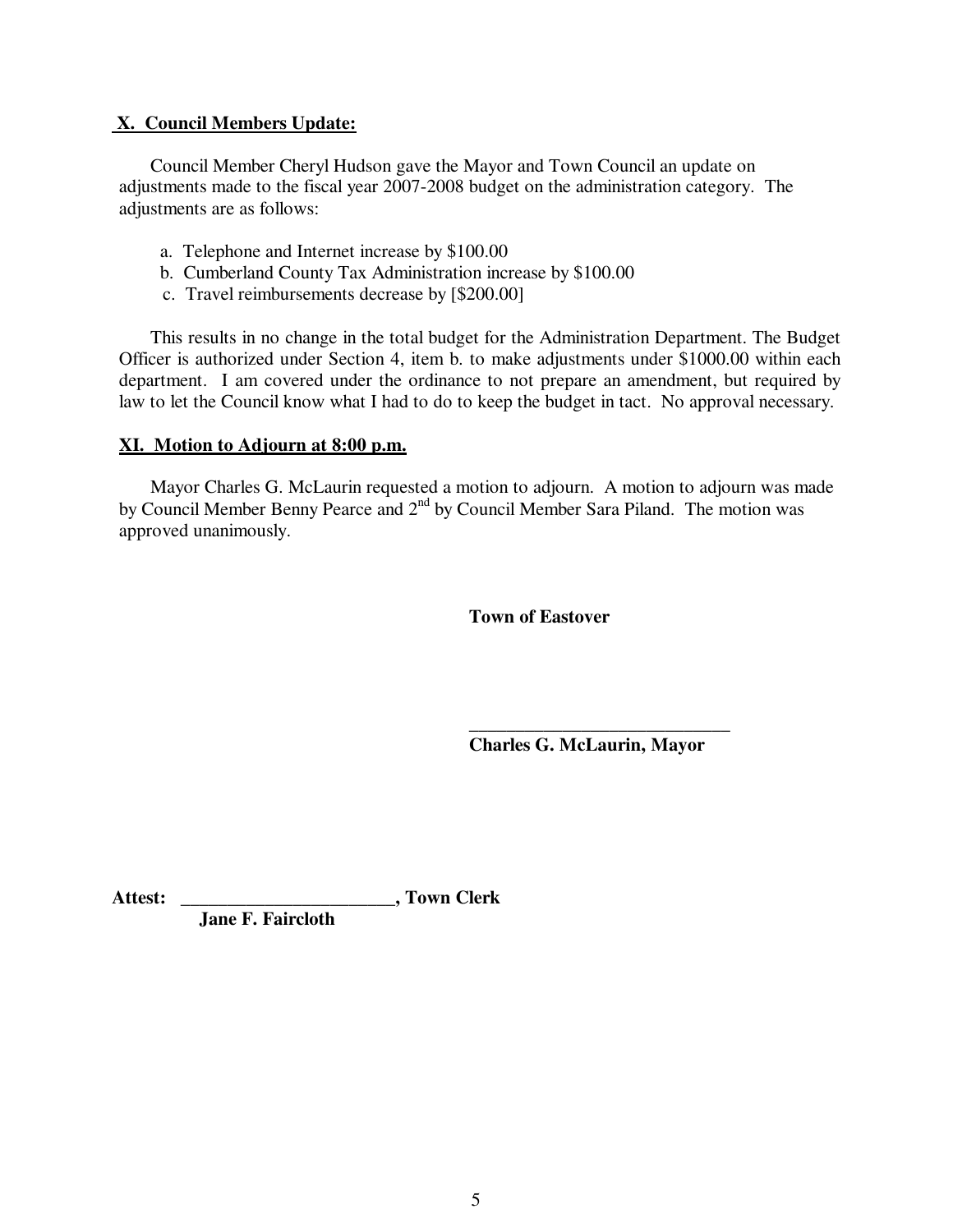## X. Council Members Update:

Council Member Cheryl Hudson gave the Mayor and Town Council an update on adjustments made to the fiscal year 2007-2008 budget on the administration category. The adjustments are as follows:

a. Telephone and Internet increase by $100.00
b. Cumberland County Tax Administration increase by $100.00
c. Travel reimbursements decrease by [$200.00]

This results in no change in the total budget for the Administration Department. The Budget Officer is authorized under Section 4, item b. to make adjustments under $1000.00 within each department. I am covered under the ordinance to not prepare an amendment, but required by law to let the Council know what I had to do to keep the budget in tact. No approval necessary.

## XI. Motion to Adjourn at 8:00 p.m.

Mayor Charles G. McLaurin requested a motion to adjourn. A motion to adjourn was made by Council Member Benny Pearce and 2nd by Council Member Sara Piland. The motion was approved unanimously.

**Town of Eastover**

\_\_\_\_\_\_\_\_\_\_\_\_\_\_\_\_\_\_\_\_\_\_\_\_\_\_\_\_\_
**Charles G. McLaurin, Mayor**

**Attest: \_\_\_\_\_\_\_\_\_\_\_\_\_\_\_\_\_\_\_\_\_\_\_\_, Town Clerk**
**Jane F. Faircloth**